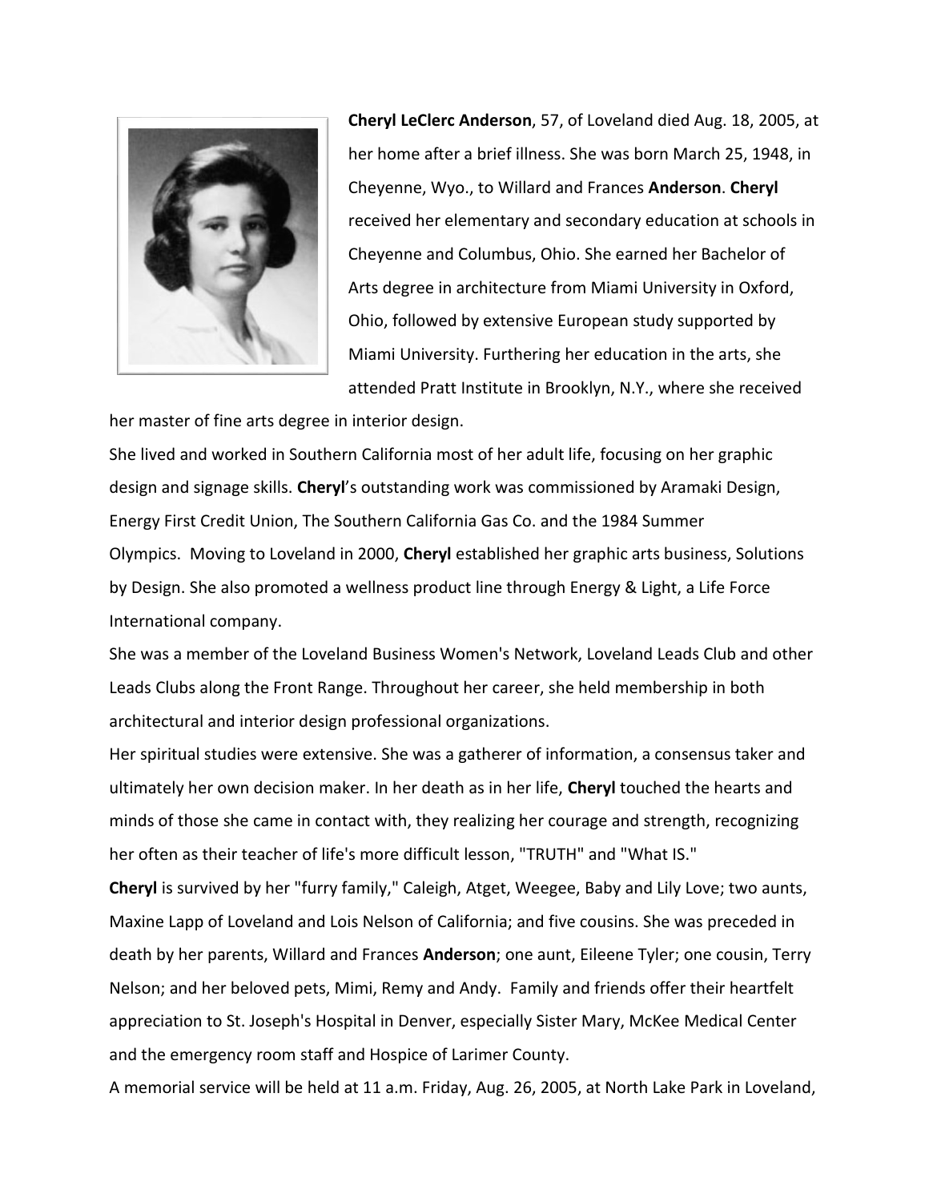**Cheryl LeClerc Anderson**, 57, of Loveland died Aug. 18, 2005, at her home after a brief illness. She was born March 25, 1948, in Cheyenne, Wyo., to Willard and Frances **Anderson**. **Cheryl** received her elementary and secondary education at schools in Cheyenne and Columbus, Ohio. She earned her Bachelor of Arts degree in architecture from Miami University in Oxford, Ohio, followed by extensive European study supported by Miami University. Furthering her education in the arts, she attended Pratt Institute in Brooklyn, N.Y., where she received her master of fine arts degree in interior design.

She lived and worked in Southern California most of her adult life, focusing on her graphic design and signage skills. **Cheryl**'s outstanding work was commissioned by Aramaki Design, Energy First Credit Union, The Southern California Gas Co. and the 1984 Summer Olympics. Moving to Loveland in 2000, **Cheryl** established her graphic arts business, Solutions by Design. She also promoted a wellness product line through Energy & Light, a Life Force International company.

She was a member of the Loveland Business Women's Network, Loveland Leads Club and other Leads Clubs along the Front Range. Throughout her career, she held membership in both architectural and interior design professional organizations.

Her spiritual studies were extensive. She was a gatherer of information, a consensus taker and ultimately her own decision maker. In her death as in her life, **Cheryl** touched the hearts and minds of those she came in contact with, they realizing her courage and strength, recognizing her often as their teacher of life's more difficult lesson, "TRUTH" and "What IS."

**Cheryl** is survived by her "furry family," Caleigh, Atget, Weegee, Baby and Lily Love; two aunts, Maxine Lapp of Loveland and Lois Nelson of California; and five cousins. She was preceded in death by her parents, Willard and Frances **Anderson**; one aunt, Eileene Tyler; one cousin, Terry Nelson; and her beloved pets, Mimi, Remy and Andy. Family and friends offer their heartfelt appreciation to St. Joseph's Hospital in Denver, especially Sister Mary, McKee Medical Center and the emergency room staff and Hospice of Larimer County.

A memorial service will be held at 11 a.m. Friday, Aug. 26, 2005, at North Lake Park in Loveland,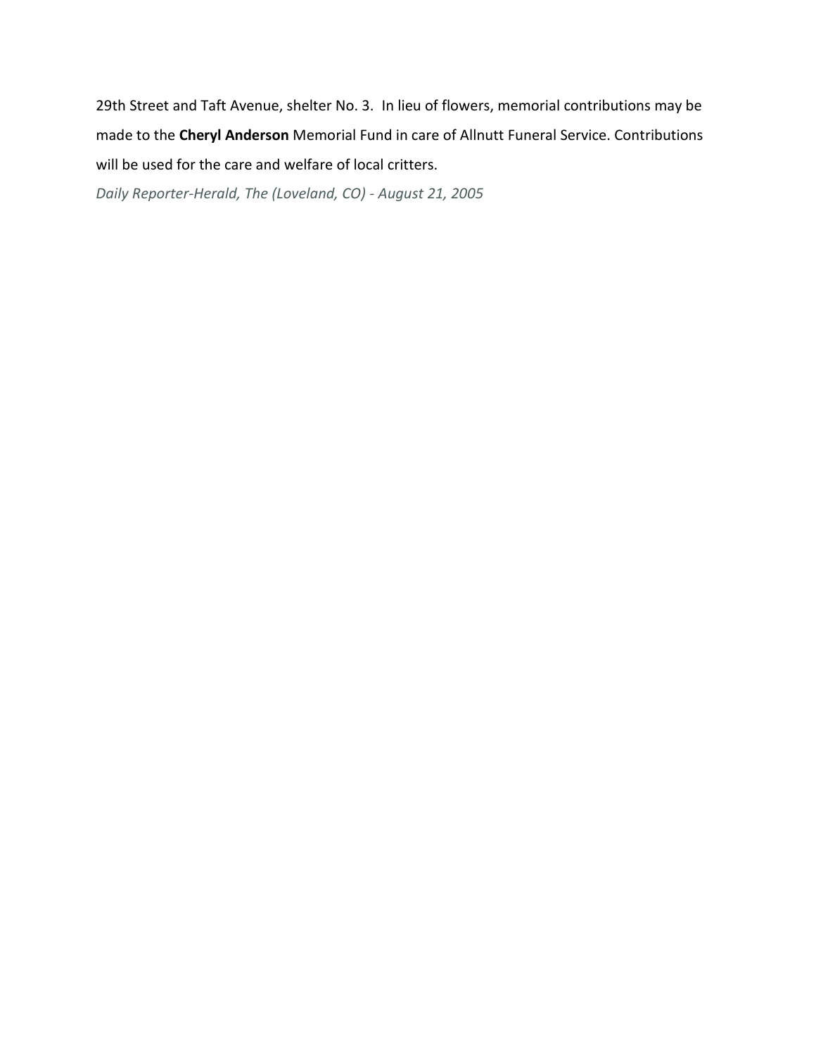29th Street and Taft Avenue, shelter No. 3.  In lieu of flowers, memorial contributions may be made to the **Cheryl Anderson** Memorial Fund in care of Allnutt Funeral Service. Contributions will be used for the care and welfare of local critters.

*Daily Reporter-Herald, The (Loveland, CO) - August 21, 2005*